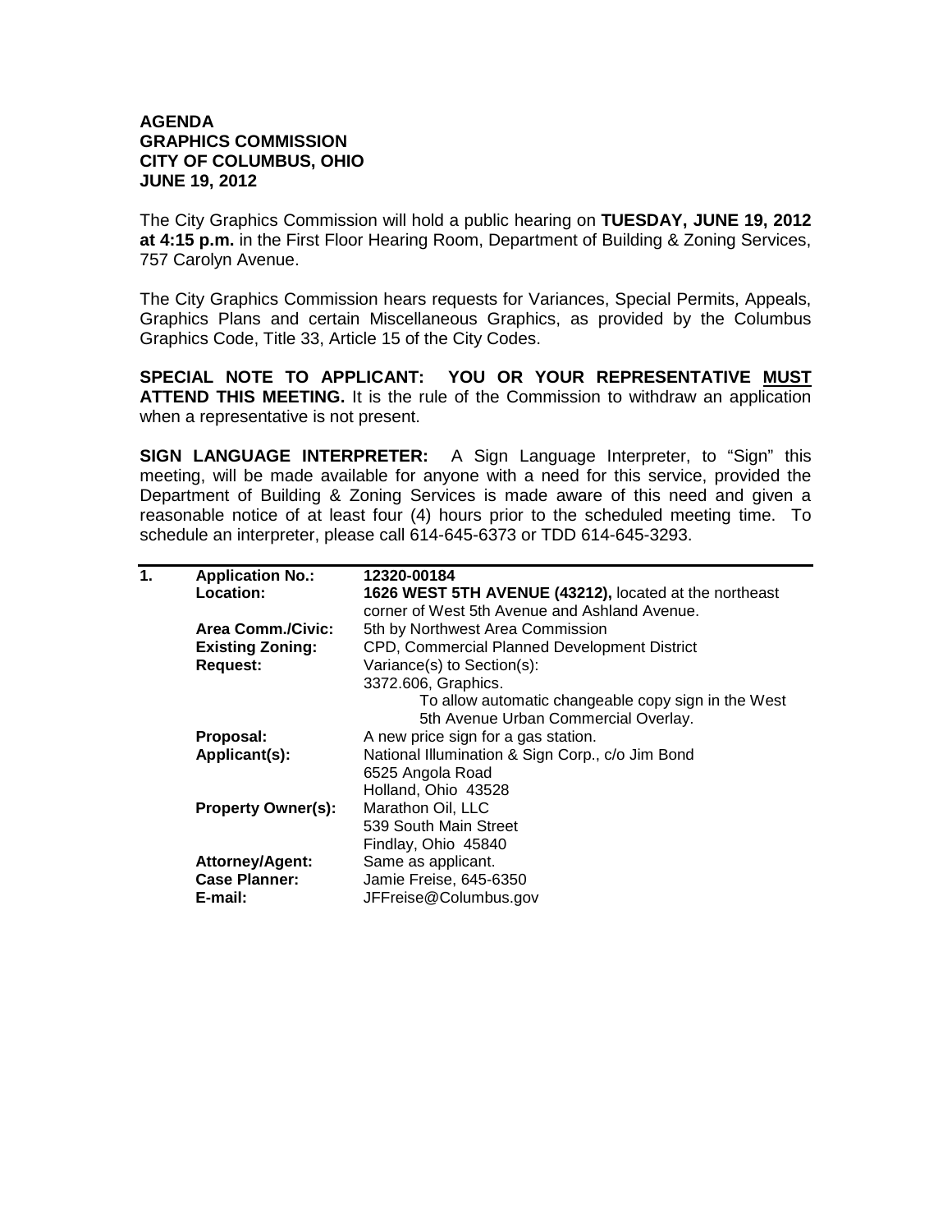**AGENDA**
**GRAPHICS COMMISSION**
**CITY OF COLUMBUS, OHIO**
**JUNE 19, 2012**

The City Graphics Commission will hold a public hearing on **TUESDAY, JUNE 19, 2012 at 4:15 p.m.** in the First Floor Hearing Room, Department of Building & Zoning Services, 757 Carolyn Avenue.

The City Graphics Commission hears requests for Variances, Special Permits, Appeals, Graphics Plans and certain Miscellaneous Graphics, as provided by the Columbus Graphics Code, Title 33, Article 15 of the City Codes.

**SPECIAL NOTE TO APPLICANT: YOU OR YOUR REPRESENTATIVE <u>MUST</u> ATTEND THIS MEETING.** It is the rule of the Commission to withdraw an application when a representative is not present.

**SIGN LANGUAGE INTERPRETER:** A Sign Language Interpreter, to "Sign" this meeting, will be made available for anyone with a need for this service, provided the Department of Building & Zoning Services is made aware of this need and given a reasonable notice of at least four (4) hours prior to the scheduled meeting time. To schedule an interpreter, please call 614-645-6373 or TDD 614-645-3293.

---

**1.**

**Application No.:** **12320-00184**

**Location:** **1626 WEST 5TH AVENUE (43212),** located at the northeast corner of West 5th Avenue and Ashland Avenue.

**Area Comm./Civic:** 5th by Northwest Area Commission

**Existing Zoning:** CPD, Commercial Planned Development District

**Request:** Variance(s) to Section(s):
3372.606, Graphics.
To allow automatic changeable copy sign in the West 5th Avenue Urban Commercial Overlay.

**Proposal:** A new price sign for a gas station.

**Applicant(s):** National Illumination & Sign Corp., c/o Jim Bond
6525 Angola Road
Holland, Ohio 43528

**Property Owner(s):** Marathon Oil, LLC
539 South Main Street
Findlay, Ohio 45840

**Attorney/Agent:** Same as applicant.

**Case Planner:** Jamie Freise, 645-6350

**E-mail:** JFFreise@Columbus.gov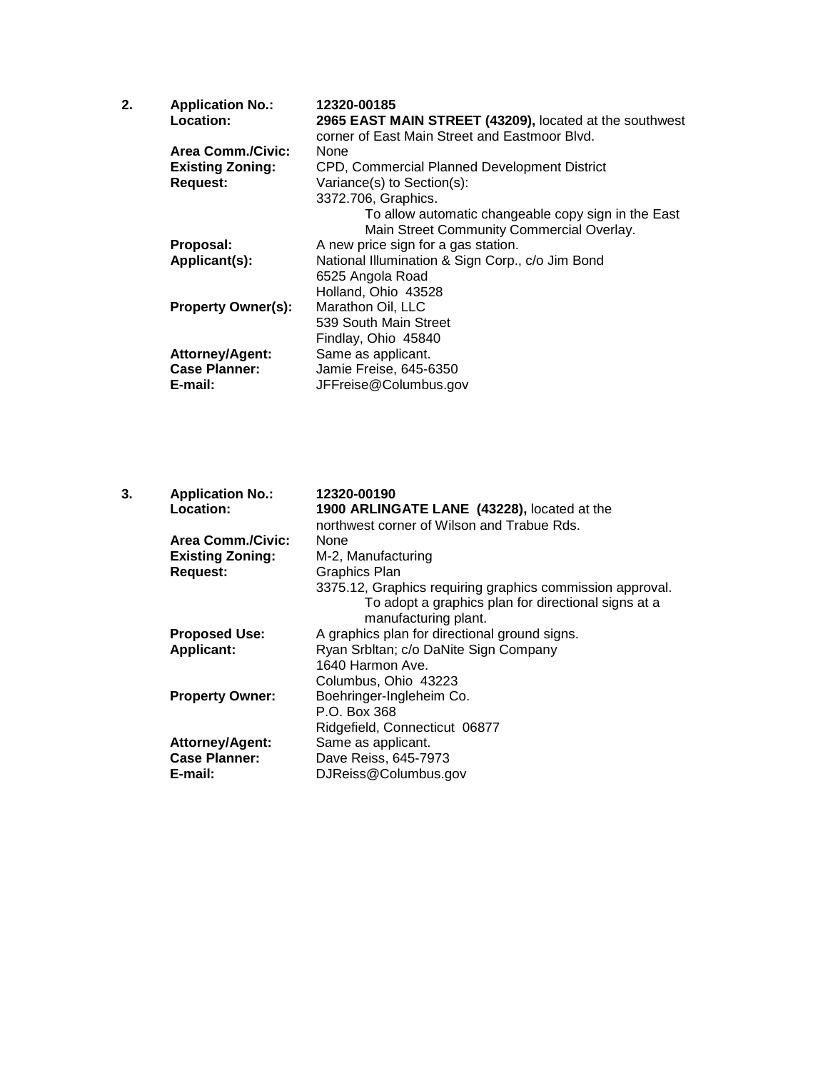2. **Application No.:** **12320-00185**
   **Location:** **2965 EAST MAIN STREET (43209),** located at the southwest corner of East Main Street and Eastmoor Blvd.
   **Area Comm./Civic:** None
   **Existing Zoning:** CPD, Commercial Planned Development District
   **Request:** Variance(s) to Section(s):
   3372.706, Graphics.
   To allow automatic changeable copy sign in the East Main Street Community Commercial Overlay.
   **Proposal:** A new price sign for a gas station.
   **Applicant(s):** National Illumination & Sign Corp., c/o Jim Bond
   6525 Angola Road
   Holland, Ohio 43528
   **Property Owner(s):** Marathon Oil, LLC
   539 South Main Street
   Findlay, Ohio 45840
   **Attorney/Agent:** Same as applicant.
   **Case Planner:** Jamie Freise, 645-6350
   **E-mail:** JFFreise@Columbus.gov

3. **Application No.:** **12320-00190**
   **Location:** **1900 ARLINGATE LANE (43228),** located at the northwest corner of Wilson and Trabue Rds.
   **Area Comm./Civic:** None
   **Existing Zoning:** M-2, Manufacturing
   **Request:** Graphics Plan
   3375.12, Graphics requiring graphics commission approval.
   To adopt a graphics plan for directional signs at a manufacturing plant.
   **Proposed Use:** A graphics plan for directional ground signs.
   **Applicant:** Ryan Srbltan; c/o DaNite Sign Company
   1640 Harmon Ave.
   Columbus, Ohio 43223
   **Property Owner:** Boehringer-Ingleheim Co.
   P.O. Box 368
   Ridgefield, Connecticut 06877
   **Attorney/Agent:** Same as applicant.
   **Case Planner:** Dave Reiss, 645-7973
   **E-mail:** DJReiss@Columbus.gov